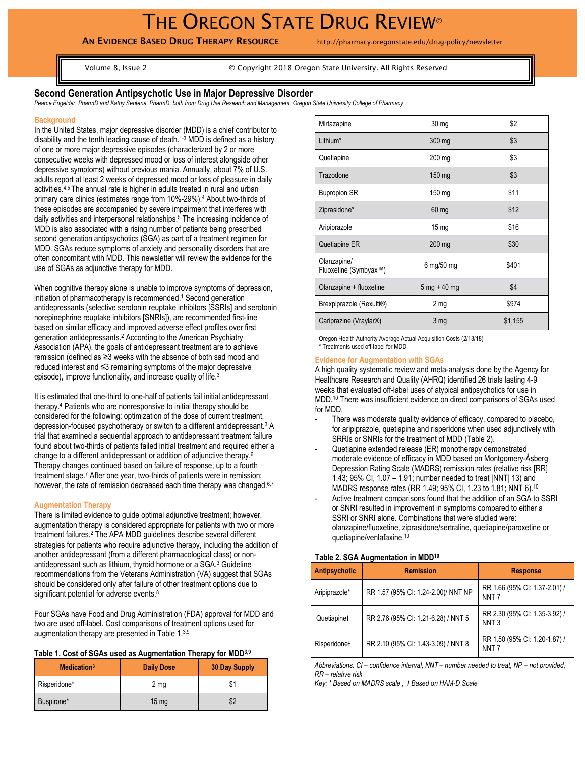# The Oregon State Drug Review©

**An Evidence Based Drug Therapy Resource** http://pharmacy.oregonstate.edu/drug-policy/newsletter

## Second Generation Antipsychotic Use in Major Depressive Disorder

*Pearce Engelder, PharmD and Kathy Sentena, PharmD, both from Drug Use Research and Management, Oregon State University College of Pharmacy*

### Background

In the United States, major depressive disorder (MDD) is a chief contributor to disability and the tenth leading cause of death.[1-3] MDD is defined as a history of one or more major depressive episodes (characterized by 2 or more consecutive weeks with depressed mood or loss of interest alongside other depressive symptoms) without previous mania. Annually, about 7% of U.S. adults report at least 2 weeks of depressed mood or loss of pleasure in daily activities.[4,5] The annual rate is higher in adults treated in rural and urban primary care clinics (estimates range from 10%-29%).[4] About two-thirds of these episodes are accompanied by severe impairment that interferes with daily activities and interpersonal relationships.[5] The increasing incidence of MDD is also associated with a rising number of patients being prescribed second generation antipsychotics (SGA) as part of a treatment regimen for MDD. SGAs reduce symptoms of anxiety and personality disorders that are often concomitant with MDD. This newsletter will review the evidence for the use of SGAs as adjunctive therapy for MDD.

When cognitive therapy alone is unable to improve symptoms of depression, initiation of pharmacotherapy is recommended.[1] Second generation antidepressants (selective serotonin reuptake inhibitors [SSRIs] and serotonin norepinephrine reuptake inhibitors [SNRIs]), are recommended first-line based on similar efficacy and improved adverse effect profiles over first generation antidepressants.[2] According to the American Psychiatry Association (APA), the goals of antidepressant treatment are to achieve remission (defined as ≥3 weeks with the absence of both sad mood and reduced interest and ≤3 remaining symptoms of the major depressive episode), improve functionality, and increase quality of life.[3]

It is estimated that one-third to one-half of patients fail initial antidepressant therapy.[4] Patients who are nonresponsive to initial therapy should be considered for the following: optimization of the dose of current treatment, depression-focused psychotherapy or switch to a different antidepressant.[3] A trial that examined a sequential approach to antidepressant treatment failure found about two-thirds of patients failed initial treatment and required either a change to a different antidepressant or addition of adjunctive therapy.[6] Therapy changes continued based on failure of response, up to a fourth treatment stage.[7] After one year, two-thirds of patients were in remission; however, the rate of remission decreased each time therapy was changed.[6,7]

### Augmentation Therapy

There is limited evidence to guide optimal adjunctive treatment; however, augmentation therapy is considered appropriate for patients with two or more treatment failures.[2] The APA MDD guidelines describe several different strategies for patients who require adjunctive therapy, including the addition of another antidepressant (from a different pharmacological class) or non-antidepressant such as lithium, thyroid hormone or a SGA.[3] Guideline recommendations from the Veterans Administration (VA) suggest that SGAs should be considered only after failure of other treatment options due to significant potential for adverse events.[8]

Four SGAs have Food and Drug Administration (FDA) approval for MDD and two are used off-label. Cost comparisons of treatment options used for augmentation therapy are presented in Table 1.[3,9]

**Table 1. Cost of SGAs used as Augmentation Therapy for MDD[3,9]**

| Medication[3] | Daily Dose | 30 Day Supply |
|---|---|---|
| Risperidone* | 2 mg | $1 |
| Buspirone* | 15 mg | $2 |
| Mirtazapine | 30 mg | $2 |
| Lithium* | 300 mg | $3 |
| Quetiapine | 200 mg | $3 |
| Trazodone | 150 mg | $3 |
| Bupropion SR | 150 mg | $11 |
| Ziprasidone* | 60 mg | $12 |
| Aripiprazole | 15 mg | $16 |
| Quetiapine ER | 200 mg | $30 |
| Olanzapine/ Fluoxetine (Symbyax™) | 6 mg/50 mg | $401 |
| Olanzapine + fluoxetine | 5 mg + 40 mg | $4 |
| Brexpiprazole (Rexulti®) | 2 mg | $974 |
| Cariprazine (Vraylar®) | 3 mg | $1,155 |

Oregon Health Authority Average Actual Acquisition Costs (2/13/18)
* Treatments used off-label for MDD

### Evidence for Augmentation with SGAs

A high quality systematic review and meta-analysis done by the Agency for Healthcare Research and Quality (AHRQ) identified 26 trials lasting 4-9 weeks that evaluated off-label uses of atypical antipsychotics for use in MDD.[10] There was insufficient evidence on direct comparisons of SGAs used for MDD.

- There was moderate quality evidence of efficacy, compared to placebo, for aripiprazole, quetiapine and risperidone when used adjunctively with SRRIs or SNRIs for the treatment of MDD (Table 2).
- Quetiapine extended release (ER) monotherapy demonstrated moderate evidence of efficacy in MDD based on Montgomery-Åsberg Depression Rating Scale (MADRS) remission rates (relative risk [RR] 1.43; 95% CI, 1.07 – 1.91; number needed to treat [NNT] 13) and MADRS response rates (RR 1.49; 95% CI, 1.23 to 1.81; NNT 6).[10]
- Active treatment comparisons found that the addition of an SGA to SSRI or SNRI resulted in improvement in symptoms compared to either a SSRI or SNRI alone. Combinations that were studied were: olanzapine/fluoxetine, ziprasidone/sertraline, quetiapine/paroxetine or quetiapine/venlafaxine.[10]

**Table 2. SGA Augmentation in MDD[10]**

| Antipsychotic | Remission | Response |
|---|---|---|
| Aripiprazole* | RR 1.57 (95% CI: 1.24-2.00)/ NNT NP | RR 1.66 (95% CI: 1.37-2.01) / NNT 7 |
| Quetiapine† | RR 2.76 (95% CI: 1.21-6.28) / NNT 5 | RR 2.30 (95% CI: 1.35-3.92) / NNT 3 |
| Risperidone† | RR 2.10 (95% CI: 1.43-3.09) / NNT 8 | RR 1.50 (95% CI: 1.20-1.87) / NNT 7 |

*Abbreviations: CI – confidence interval, NNT – number needed to treat, NP – not provided, RR – relative risk*
*Key: * Based on MADRS scale , † Based on HAM-D Scale*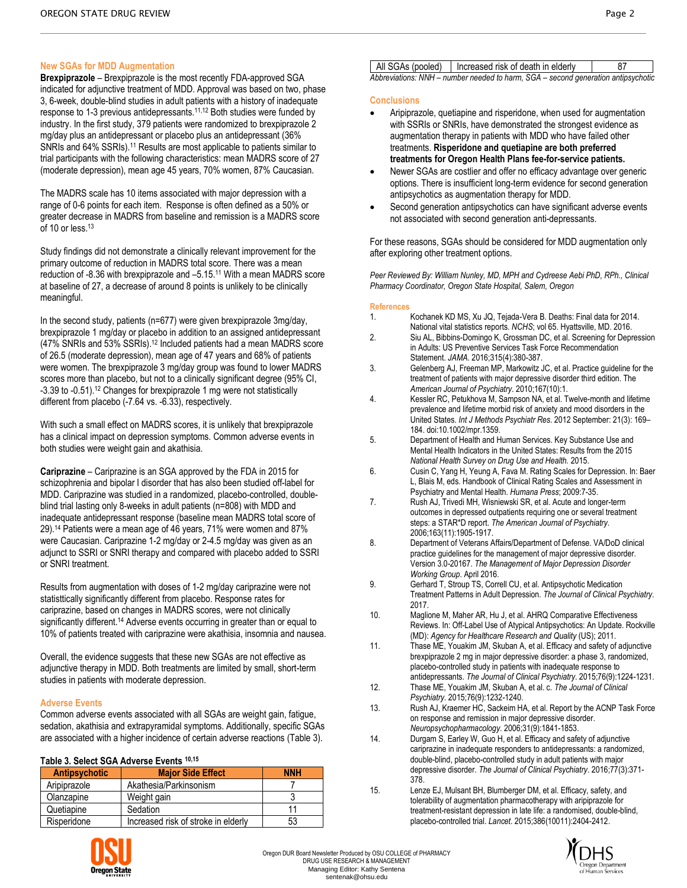## New SGAs for MDD Augmentation

**Brexpiprazole** – Brexpiprazole is the most recently FDA-approved SGA indicated for adjunctive treatment of MDD. Approval was based on two, phase 3, 6-week, double-blind studies in adult patients with a history of inadequate response to 1-3 previous antidepressants.[11,12] Both studies were funded by industry. In the first study, 379 patients were randomized to brexpiprazole 2 mg/day plus an antidepressant or placebo plus an antidepressant (36% SNRIs and 64% SSRIs).[11] Results are most applicable to patients similar to trial participants with the following characteristics: mean MADRS score of 27 (moderate depression), mean age 45 years, 70% women, 87% Caucasian.

The MADRS scale has 10 items associated with major depression with a range of 0-6 points for each item. Response is often defined as a 50% or greater decrease in MADRS from baseline and remission is a MADRS score of 10 or less.[13]

Study findings did not demonstrate a clinically relevant improvement for the primary outcome of reduction in MADRS total score. There was a mean reduction of -8.36 with brexpiprazole and –5.15.[11] With a mean MADRS score at baseline of 27, a decrease of around 8 points is unlikely to be clinically meaningful.

In the second study, patients (n=677) were given brexpiprazole 3mg/day, brexpiprazole 1 mg/day or placebo in addition to an assigned antidepressant (47% SNRIs and 53% SSRIs).[12] Included patients had a mean MADRS score of 26.5 (moderate depression), mean age of 47 years and 68% of patients were women. The brexpiprazole 3 mg/day group was found to lower MADRS scores more than placebo, but not to a clinically significant degree (95% CI, -3.39 to -0.51).[12] Changes for brexpiprazole 1 mg were not statistically different from placebo (-7.64 vs. -6.33), respectively.

With such a small effect on MADRS scores, it is unlikely that brexpiprazole has a clinical impact on depression symptoms. Common adverse events in both studies were weight gain and akathisia.

**Cariprazine** – Cariprazine is an SGA approved by the FDA in 2015 for schizophrenia and bipolar I disorder that has also been studied off-label for MDD. Cariprazine was studied in a randomized, placebo-controlled, double-blind trial lasting only 8-weeks in adult patients (n=808) with MDD and inadequate antidepressant response (baseline mean MADRS total score of 29).[14] Patients were a mean age of 46 years, 71% were women and 87% were Caucasian. Cariprazine 1-2 mg/day or 2-4.5 mg/day was given as an adjunct to SSRI or SNRI therapy and compared with placebo added to SSRI or SNRI treatment.

Results from augmentation with doses of 1-2 mg/day cariprazine were not statisttically significantly different from placebo. Response rates for cariprazine, based on changes in MADRS scores, were not clinically significantly different.[14] Adverse events occurring in greater than or equal to 10% of patients treated with cariprazine were akathisia, insomnia and nausea.

Overall, the evidence suggests that these new SGAs are not effective as adjunctive therapy in MDD. Both treatments are limited by small, short-term studies in patients with moderate depression.

## Adverse Events

Common adverse events associated with all SGAs are weight gain, fatigue, sedation, akathisia and extrapyramidal symptoms. Additionally, specific SGAs are associated with a higher incidence of certain adverse reactions (Table 3).

**Table 3. Select SGA Adverse Events [10,15]**

| Antipsychotic | Major Side Effect | NNH |
|---|---|---|
| Aripiprazole | Akathesia/Parkinsonism | 7 |
| Olanzapine | Weight gain | 3 |
| Quetiapine | Sedation | 11 |
| Risperidone | Increased risk of stroke in elderly | 53 |
| All SGAs (pooled) | Increased risk of death in elderly | 87 |

*Abbreviations: NNH – number needed to harm, SGA – second generation antipsychotic*

## Conclusions

- Aripiprazole, quetiapine and risperidone, when used for augmentation with SSRIs or SNRIs, have demonstrated the strongest evidence as augmentation therapy in patients with MDD who have failed other treatments. **Risperidone and quetiapine are both preferred treatments for Oregon Health Plans fee-for-service patients.**
- Newer SGAs are costlier and offer no efficacy advantage over generic options. There is insufficient long-term evidence for second generation antipsychotics as augmentation therapy for MDD.
- Second generation antipsychotics can have significant adverse events not associated with second generation anti-depressants.

For these reasons, SGAs should be considered for MDD augmentation only after exploring other treatment options.

*Peer Reviewed By: William Nunley, MD, MPH and Cydreese Aebi PhD, RPh., Clinical Pharmacy Coordinator, Oregon State Hospital, Salem, Oregon*

## References

1. Kochanek KD MS, Xu JQ, Tejada-Vera B. Deaths: Final data for 2014. National vital statistics reports. *NCHS*; vol 65. Hyattsville, MD. 2016.
2. Siu AL, Bibbins-Domingo K, Grossman DC, et al. Screening for Depression in Adults: US Preventive Services Task Force Recommendation Statement. *JAMA*. 2016;315(4):380-387.
3. Gelenberg AJ, Freeman MP, Markowitz JC, et al. Practice guideline for the treatment of patients with major depressive disorder third edition. The *American Journal of Psychiatry*. 2010;167(10):1.
4. Kessler RC, Petukhova M, Sampson NA, et al. Twelve-month and lifetime prevalence and lifetime morbid risk of anxiety and mood disorders in the United States. *Int J Methods Psychiatr Res*. 2012 September: 21(3): 169–184. doi:10.1002/mpr.1359.
5. Department of Health and Human Services. Key Substance Use and Mental Health Indicators in the United States: Results from the 2015 *National Health Survey on Drug Use and Health.* 2015.
6. Cusin C, Yang H, Yeung A, Fava M. Rating Scales for Depression. In: Baer L, Blais M, eds. Handbook of Clinical Rating Scales and Assessment in Psychiatry and Mental Health. *Humana Press*; 2009:7-35.
7. Rush AJ, Trivedi MH, Wisniewski SR, et al. Acute and longer-term outcomes in depressed outpatients requiring one or several treatment steps: a STAR*D report. *The American Journal of Psychiatry*. 2006;163(11):1905-1917.
8. Department of Veterans Affairs/Department of Defense. VA/DoD clinical practice guidelines for the management of major depressive disorder. Version 3.0-20167. *The Management of Major Depression Disorder Working Group*. April 2016.
9. Gerhard T, Stroup TS, Correll CU, et al. Antipsychotic Medication Treatment Patterns in Adult Depression. *The Journal of Clinical Psychiatry*. 2017.
10. Maglione M, Maher AR, Hu J, et al. AHRQ Comparative Effectiveness Reviews. In: Off-Label Use of Atypical Antipsychotics: An Update. Rockville (MD): *Agency for Healthcare Research and Quality* (US); 2011.
11. Thase ME, Youakim JM, Skuban A, et al. Efficacy and safety of adjunctive brexpiprazole 2 mg in major depressive disorder: a phase 3, randomized, placebo-controlled study in patients with inadequate response to antidepressants. *The Journal of Clinical Psychiatry*. 2015;76(9):1224-1231.
12. Thase ME, Youakim JM, Skuban A, et al. c. *The Journal of Clinical Psychiatry*. 2015;76(9):1232-1240.
13. Rush AJ, Kraemer HC, Sackeim HA, et al. Report by the ACNP Task Force on response and remission in major depressive disorder. *Neuropsychopharmacology*. 2006;31(9):1841-1853.
14. Durgam S, Earley W, Guo H, et al. Efficacy and safety of adjunctive cariprazine in inadequate responders to antidepressants: a randomized, double-blind, placebo-controlled study in adult patients with major depressive disorder. *The Journal of Clinical Psychiatry*. 2016;77(3):371-378.
15. Lenze EJ, Mulsant BH, Blumberger DM, et al. Efficacy, safety, and tolerability of augmentation pharmacotherapy with aripiprazole for treatment-resistant depression in late life: a randomised, double-blind, placebo-controlled trial. *Lancet*. 2015;386(10011):2404-2412.

Oregon DUR Board Newsletter Produced by OSU COLLEGE of PHARMACY
DRUG USE RESEARCH & MANAGEMENT
Managing Editor: Kathy Sentena
sentenak@ohsu.edu